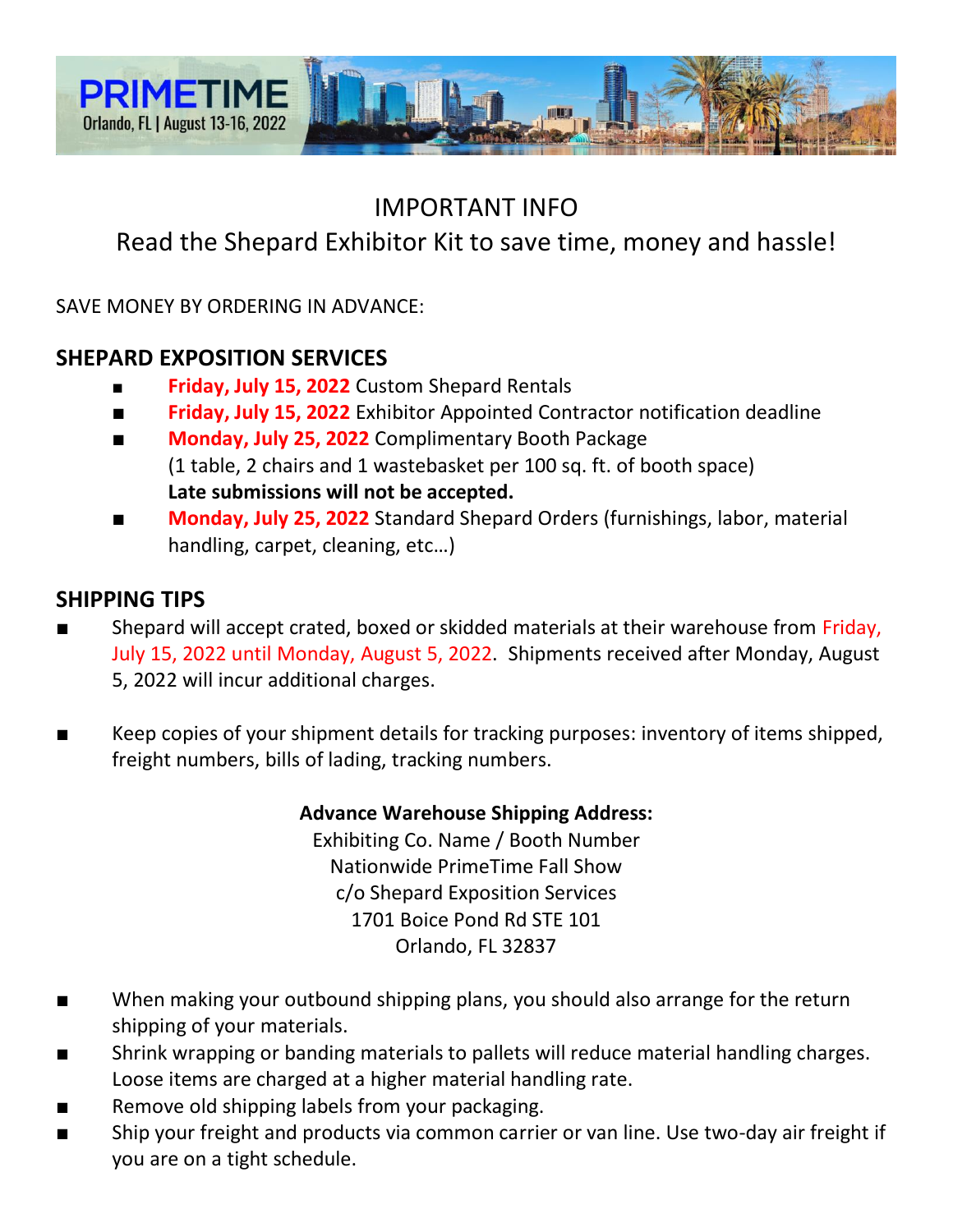PRIMETIME
Orlando, FL | August 13-16, 2022

# IMPORTANT INFO

## Read the Shepard Exhibitor Kit to save time, money and hassle!

SAVE MONEY BY ORDERING IN ADVANCE:

## SHEPARD EXPOSITION SERVICES

- **Friday, July 15, 2022** Custom Shepard Rentals
- **Friday, July 15, 2022** Exhibitor Appointed Contractor notification deadline
- **Monday, July 25, 2022** Complimentary Booth Package
  (1 table, 2 chairs and 1 wastebasket per 100 sq. ft. of booth space)
  **Late submissions will not be accepted.**
- **Monday, July 25, 2022** Standard Shepard Orders (furnishings, labor, material handling, carpet, cleaning, etc…)

## SHIPPING TIPS

- Shepard will accept crated, boxed or skidded materials at their warehouse from Friday, July 15, 2022 until Monday, August 5, 2022. Shipments received after Monday, August 5, 2022 will incur additional charges.
- Keep copies of your shipment details for tracking purposes: inventory of items shipped, freight numbers, bills of lading, tracking numbers.

**Advance Warehouse Shipping Address:**
Exhibiting Co. Name / Booth Number
Nationwide PrimeTime Fall Show
c/o Shepard Exposition Services
1701 Boice Pond Rd STE 101
Orlando, FL 32837

- When making your outbound shipping plans, you should also arrange for the return shipping of your materials.
- Shrink wrapping or banding materials to pallets will reduce material handling charges. Loose items are charged at a higher material handling rate.
- Remove old shipping labels from your packaging.
- Ship your freight and products via common carrier or van line. Use two-day air freight if you are on a tight schedule.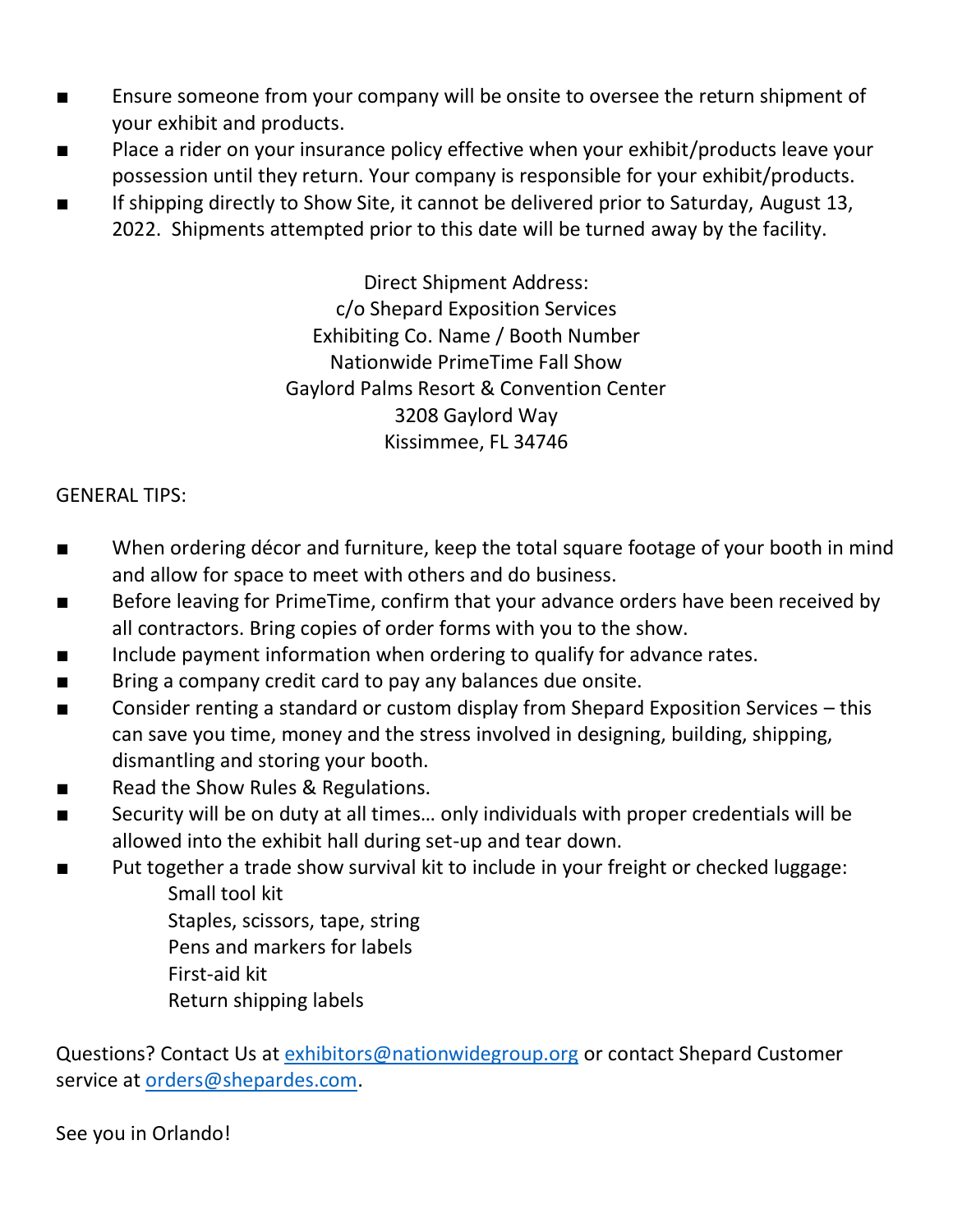- Ensure someone from your company will be onsite to oversee the return shipment of your exhibit and products.
- Place a rider on your insurance policy effective when your exhibit/products leave your possession until they return. Your company is responsible for your exhibit/products.
- If shipping directly to Show Site, it cannot be delivered prior to Saturday, August 13, 2022. Shipments attempted prior to this date will be turned away by the facility.

Direct Shipment Address:
c/o Shepard Exposition Services
Exhibiting Co. Name / Booth Number
Nationwide PrimeTime Fall Show
Gaylord Palms Resort & Convention Center
3208 Gaylord Way
Kissimmee, FL 34746

GENERAL TIPS:

- When ordering décor and furniture, keep the total square footage of your booth in mind and allow for space to meet with others and do business.
- Before leaving for PrimeTime, confirm that your advance orders have been received by all contractors. Bring copies of order forms with you to the show.
- Include payment information when ordering to qualify for advance rates.
- Bring a company credit card to pay any balances due onsite.
- Consider renting a standard or custom display from Shepard Exposition Services – this can save you time, money and the stress involved in designing, building, shipping, dismantling and storing your booth.
- Read the Show Rules & Regulations.
- Security will be on duty at all times… only individuals with proper credentials will be allowed into the exhibit hall during set-up and tear down.
- Put together a trade show survival kit to include in your freight or checked luggage:
  - Small tool kit
  - Staples, scissors, tape, string
  - Pens and markers for labels
  - First-aid kit
  - Return shipping labels

Questions? Contact Us at [exhibitors@nationwidegroup.org](mailto:exhibitors@nationwidegroup.org) or contact Shepard Customer service at [orders@shepardes.com](mailto:orders@shepardes.com).

See you in Orlando!